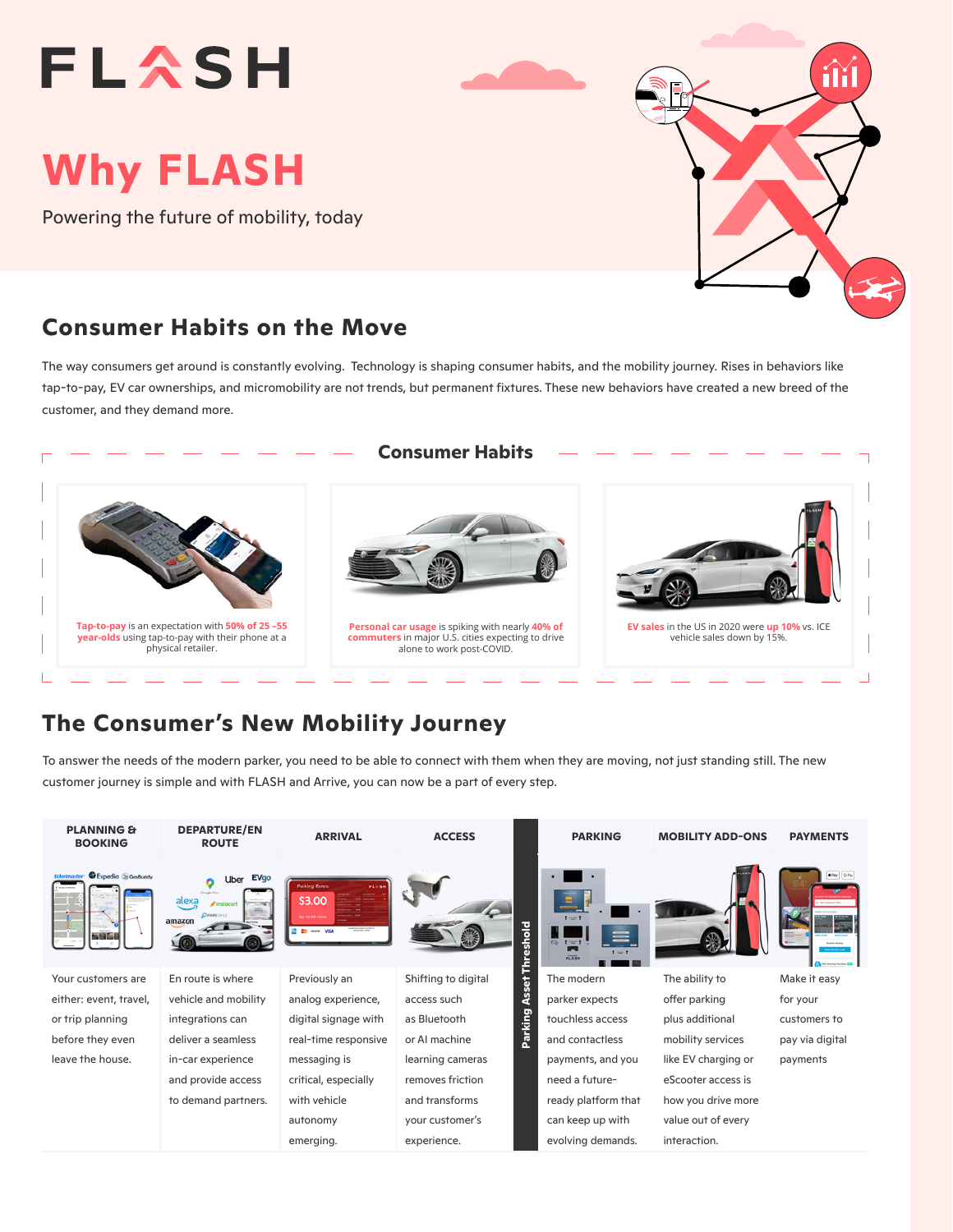# FLASH

## Why FLASH

Powering the future of mobility, today

## Consumer Habits on the Move

The way consumers get around is constantly evolving. Technology is shaping consumer habits, and the mobility journey. Rises in behaviors like tap-to-pay, EV car ownerships, and micromobility are not trends, but permanent fixtures. These new behaviors have created a new breed of the customer, and they demand more.

### Consumer Habits

**Tap-to-pay** is an expectation with **50% of 25 –55 year-olds** using tap-to-pay with their phone at a physical retailer.

**Personal car usage** is spiking with nearly **40% of commuters** in major U.S. cities expecting to drive alone to work post-COVID.

**EV sales** in the US in 2020 were **up 10%** vs. ICE vehicle sales down by 15%.

## The Consumer's New Mobility Journey

To answer the needs of the modern parker, you need to be able to connect with them when they are moving, not just standing still. The new customer journey is simple and with FLASH and Arrive, you can now be a part of every step.

| PLANNING & BOOKING | DEPARTURE/EN ROUTE | ARRIVAL | ACCESS | Parking Asset Threshold | PARKING | MOBILITY ADD-ONS | PAYMENTS |
|---|---|---|---|---|---|---|---|
| Your customers are either: event, travel, or trip planning before they even leave the house. | En route is where vehicle and mobility integrations can deliver a seamless in-car experience and provide access to demand partners. | Previously an analog experience, digital signage with real-time responsive messaging is critical, especially with vehicle autonomy emerging. | Shifting to digital access such as Bluetooth or AI machine learning cameras removes friction and transforms your customer's experience. | | The modern parker expects touchless access and contactless payments, and you need a future-ready platform that can keep up with evolving demands. | The ability to offer parking plus additional mobility services like EV charging or eScooter access is how you drive more value out of every interaction. | Make it easy for your customers to pay via digital payments |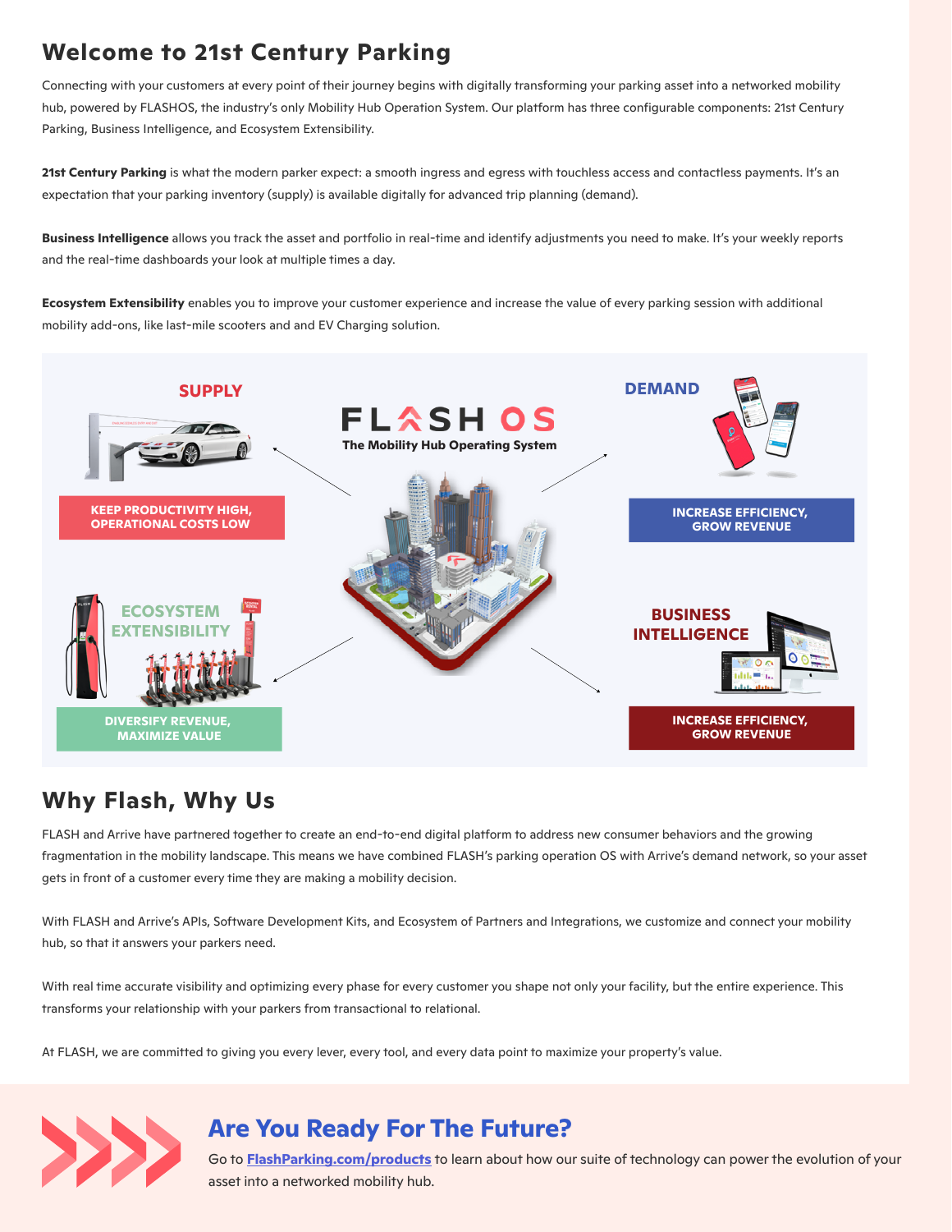## Welcome to 21st Century Parking

Connecting with your customers at every point of their journey begins with digitally transforming your parking asset into a networked mobility hub, powered by FLASHOS, the industry's only Mobility Hub Operation System. Our platform has three configurable components: 21st Century Parking, Business Intelligence, and Ecosystem Extensibility.

**21st Century Parking** is what the modern parker expect: a smooth ingress and egress with touchless access and contactless payments. It's an expectation that your parking inventory (supply) is available digitally for advanced trip planning (demand).

**Business Intelligence** allows you track the asset and portfolio in real-time and identify adjustments you need to make. It's your weekly reports and the real-time dashboards your look at multiple times a day.

**Ecosystem Extensibility** enables you to improve your customer experience and increase the value of every parking session with additional mobility add-ons, like last-mile scooters and and EV Charging solution.

FLASH OS
The Mobility Hub Operating System

SUPPLY
KEEP PRODUCTIVITY HIGH, OPERATIONAL COSTS LOW

DEMAND
INCREASE EFFICIENCY, GROW REVENUE

ECOSYSTEM EXTENSIBILITY
DIVERSIFY REVENUE, MAXIMIZE VALUE

BUSINESS INTELLIGENCE
INCREASE EFFICIENCY, GROW REVENUE

## Why Flash, Why Us

FLASH and Arrive have partnered together to create an end-to-end digital platform to address new consumer behaviors and the growing fragmentation in the mobility landscape. This means we have combined FLASH's parking operation OS with Arrive's demand network, so your asset gets in front of a customer every time they are making a mobility decision.

With FLASH and Arrive's APIs, Software Development Kits, and Ecosystem of Partners and Integrations, we customize and connect your mobility hub, so that it answers your parkers need.

With real time accurate visibility and optimizing every phase for every customer you shape not only your facility, but the entire experience. This transforms your relationship with your parkers from transactional to relational.

At FLASH, we are committed to giving you every lever, every tool, and every data point to maximize your property's value.

## Are You Ready For The Future?

Go to [FlashParking.com/products](FlashParking.com/products) to learn about how our suite of technology can power the evolution of your asset into a networked mobility hub.